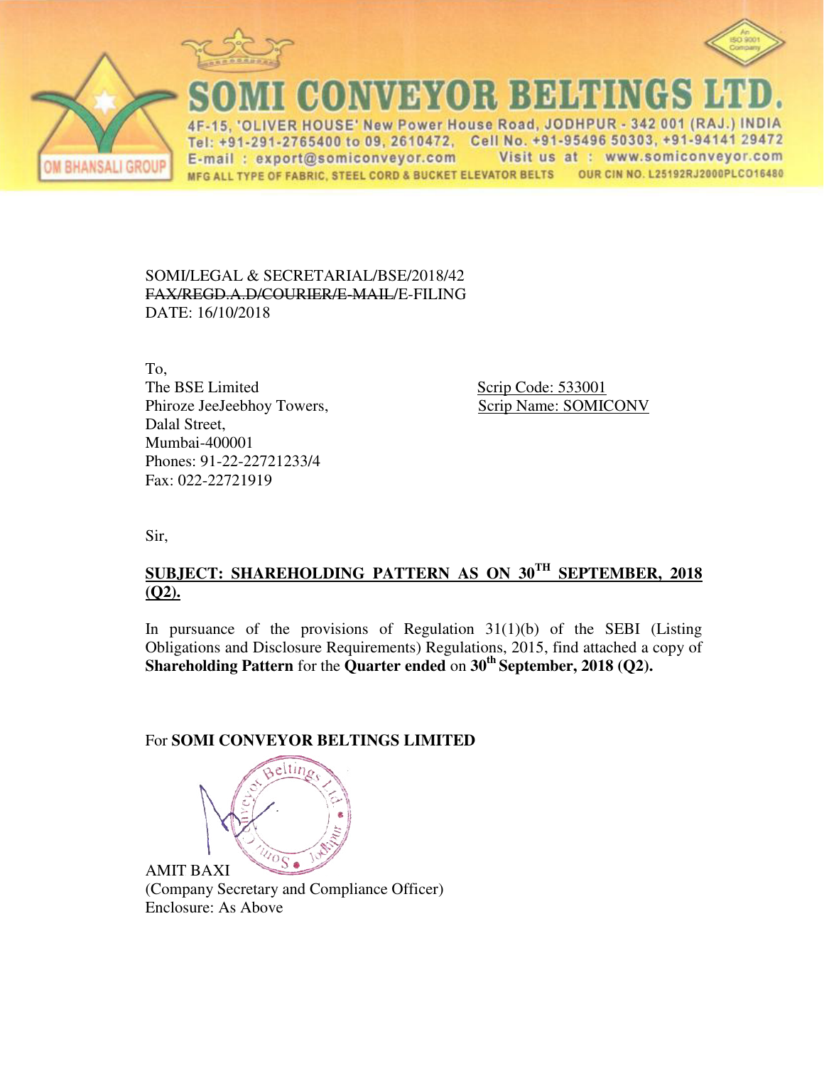# SOMI CONVEYOR BELTINGS LTD.

4F-15, 'OLIVER HOUSE' New Power House Road, JODHPUR - 342 001 (RAJ.) INDIA
Tel: +91-291-2765400 to 09, 2610472, Cell No. +91-95496 50303, +91-94141 29472
E-mail : export@somiconveyor.com Visit us at : www.somiconveyor.com
MFG ALL TYPE OF FABRIC, STEEL CORD & BUCKET ELEVATOR BELTS OUR CIN NO. L25192RJ2000PLCO16480

OM BHANSALI GROUP

SOMI/LEGAL & SECRETARIAL/BSE/2018/42
~~FAX/REGD.A.D/COURIER/E-MAIL/~~E-FILING
DATE: 16/10/2018

To,
The BSE Limited
Phiroze JeeJeebhoy Towers,
Dalal Street,
Mumbai-400001
Phones: 91-22-22721233/4
Fax: 022-22721919

Scrip Code: 533001
Scrip Name: SOMICONV

Sir,

**SUBJECT: SHAREHOLDING PATTERN AS ON 30TH SEPTEMBER, 2018 (Q2).**

In pursuance of the provisions of Regulation 31(1)(b) of the SEBI (Listing Obligations and Disclosure Requirements) Regulations, 2015, find attached a copy of **Shareholding Pattern** for the **Quarter ended** on **30th September, 2018 (Q2).**

For **SOMI CONVEYOR BELTINGS LIMITED**

AMIT BAXI
(Company Secretary and Compliance Officer)
Enclosure: As Above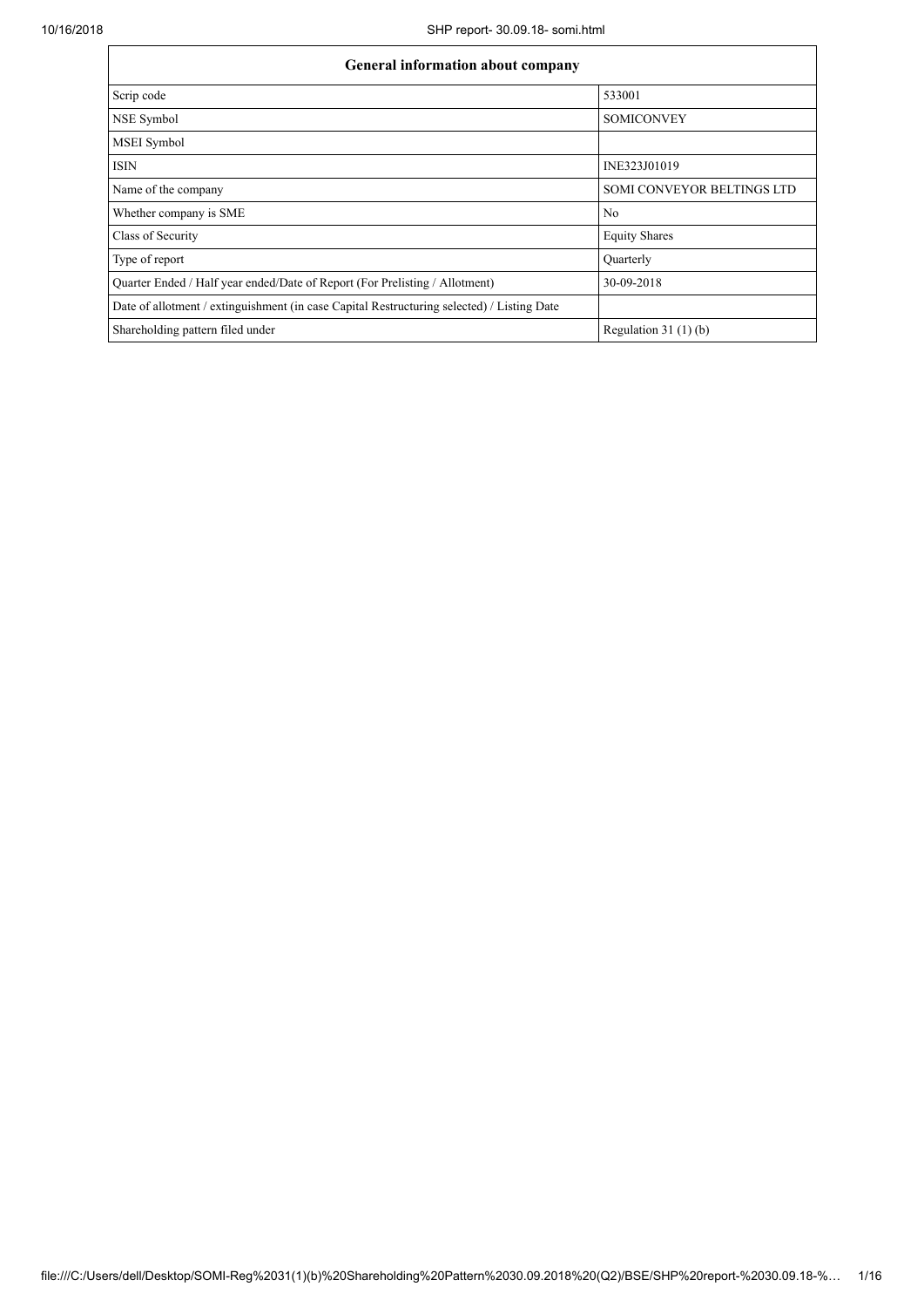| General information about company | |
|---|---|
| Scrip code | 533001 |
| NSE Symbol | SOMICONVEY |
| MSEI Symbol | |
| ISIN | INE323J01019 |
| Name of the company | SOMI CONVEYOR BELTINGS LTD |
| Whether company is SME | No |
| Class of Security | Equity Shares |
| Type of report | Quarterly |
| Quarter Ended / Half year ended/Date of Report (For Prelisting / Allotment) | 30-09-2018 |
| Date of allotment / extinguishment (in case Capital Restructuring selected) / Listing Date | |
| Shareholding pattern filed under | Regulation 31 (1) (b) |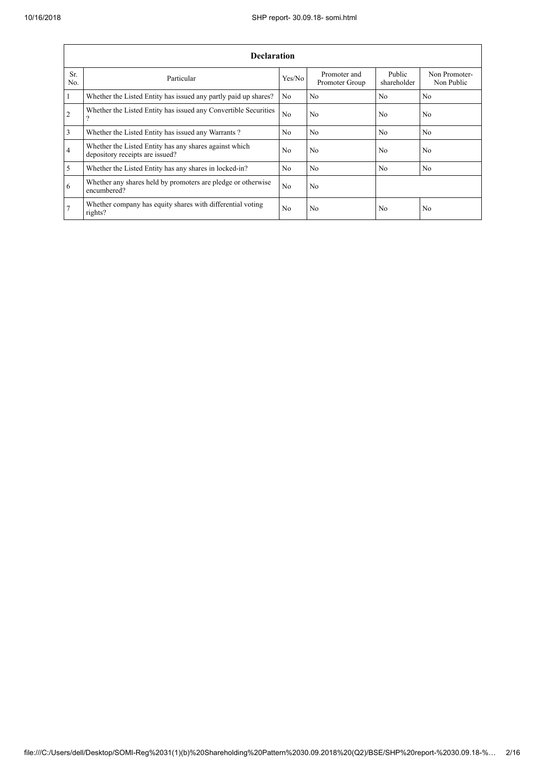| Declaration | | | | | |
|---|---|---|---|---|---|
| Sr. No. | Particular | Yes/No | Promoter and Promoter Group | Public shareholder | Non Promoter- Non Public |
| 1 | Whether the Listed Entity has issued any partly paid up shares? | No | No | No | No |
| 2 | Whether the Listed Entity has issued any Convertible Securities ? | No | No | No | No |
| 3 | Whether the Listed Entity has issued any Warrants ? | No | No | No | No |
| 4 | Whether the Listed Entity has any shares against which depository receipts are issued? | No | No | No | No |
| 5 | Whether the Listed Entity has any shares in locked-in? | No | No | No | No |
| 6 | Whether any shares held by promoters are pledge or otherwise encumbered? | No | No | | |
| 7 | Whether company has equity shares with differential voting rights? | No | No | No | No |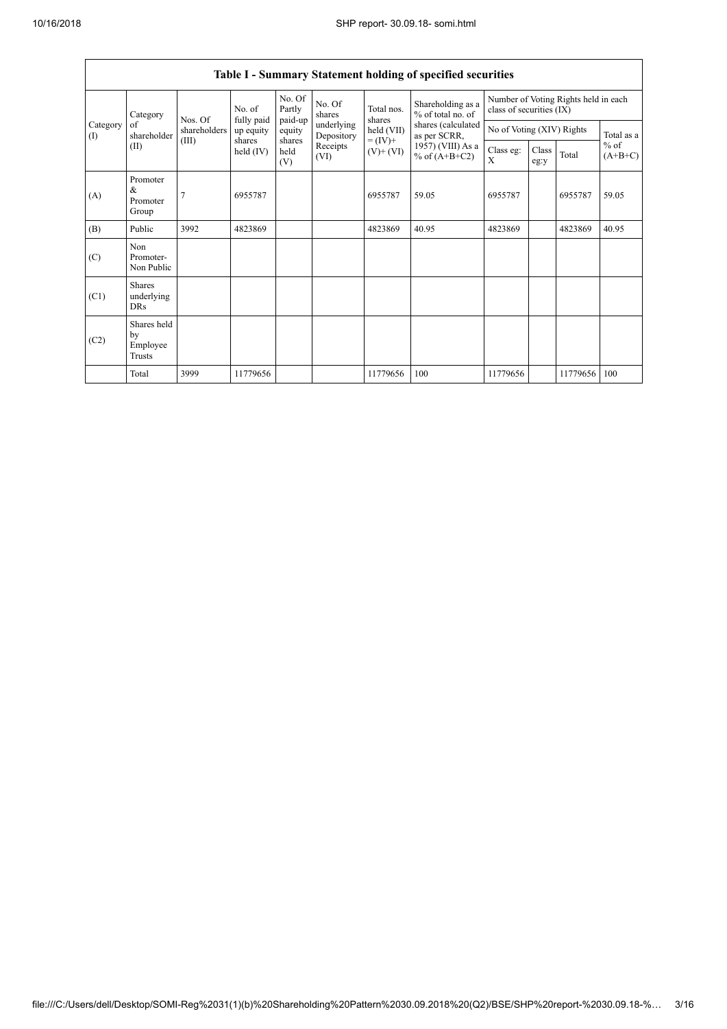| Table I - Summary Statement holding of specified securities | | | | | | | | | | | | |
|---|---|---|---|---|---|---|---|---|---|---|---|---|
| Category (I) | Category of shareholder (II) | Nos. Of shareholders (III) | No. of fully paid up equity shares held (IV) | No. Of Partly paid-up equity shares held (V) | No. Of shares underlying Depository Receipts (VI) | Total nos. shares held (VII) = (IV)+ (V)+ (VI) | Shareholding as a % of total no. of shares (calculated as per SCRR, 1957) (VIII) As a % of (A+B+C2) | Number of Voting Rights held in each class of securities (IX) | | | |
| | | | | | | | | No of Voting (XIV) Rights | | | Total as a % of (A+B+C) |
| | | | | | | | | Class eg: X | Class eg:y | Total | |
| (A) | Promoter & Promoter Group | 7 | 6955787 | | | 6955787 | 59.05 | 6955787 | | 6955787 | 59.05 |
| (B) | Public | 3992 | 4823869 | | | 4823869 | 40.95 | 4823869 | | 4823869 | 40.95 |
| (C) | Non Promoter- Non Public | | | | | | | | | | |
| (C1) | Shares underlying DRs | | | | | | | | | | |
| (C2) | Shares held by Employee Trusts | | | | | | | | | | |
| | Total | 3999 | 11779656 | | | 11779656 | 100 | 11779656 | | 11779656 | 100 |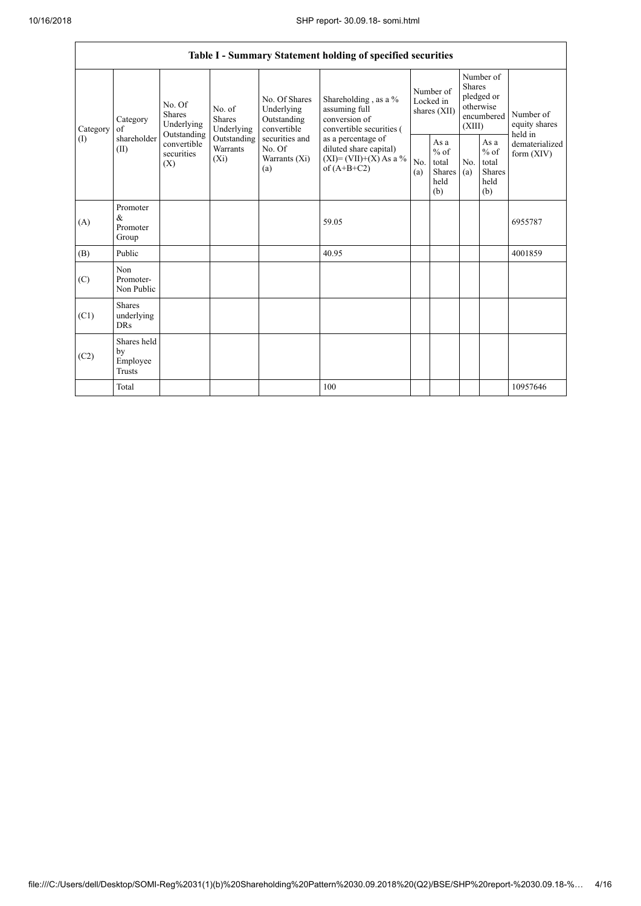| Table I - Summary Statement holding of specified securities | | | | | | | | | | | |
|---|---|---|---|---|---|---|---|---|---|---|---|
| Category (I) | Category of shareholder (II) | No. Of Shares Underlying Outstanding convertible securities (X) | No. of Shares Underlying Outstanding Warrants (Xi) | No. Of Shares Underlying Outstanding convertible securities and No. Of Warrants (Xi) (a) | Shareholding , as a % assuming full conversion of convertible securities ( as a percentage of diluted share capital) (XI)= (VII)+(X) As a % of (A+B+C2) | Number of Locked in shares (XII) | | Number of Shares pledged or otherwise encumbered (XIII) | | Number of equity shares held in dematerialized form (XIV) |
| | | | | | | No. (a) | As a % of total Shares held (b) | No. (a) | As a % of total Shares held (b) | |
| (A) | Promoter & Promoter Group | | | | 59.05 | | | | | 6955787 |
| (B) | Public | | | | 40.95 | | | | | 4001859 |
| (C) | Non Promoter- Non Public | | | | | | | | | |
| (C1) | Shares underlying DRs | | | | | | | | | |
| (C2) | Shares held by Employee Trusts | | | | | | | | | |
| | Total | | | | 100 | | | | | 10957646 |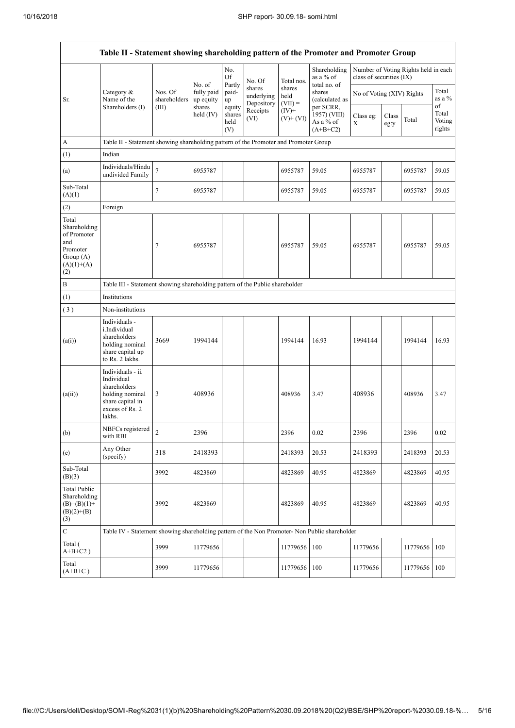| Table II - Statement showing shareholding pattern of the Promoter and Promoter Group | | | | | | | | | | | |
|---|---|---|---|---|---|---|---|---|---|---|---|
| Sr. | Category & Name of the Shareholders (I) | Nos. Of shareholders (III) | No. of fully paid up equity shares held (IV) | No. Of Partly paid-up equity shares held (V) | No. Of shares underlying Depository Receipts (VI) | Total nos. shares held (VII) = (IV)+ (V)+ (VI) | Shareholding as a % of total no. of shares (calculated as per SCRR, 1957) (VIII) As a % of (A+B+C2) | Number of Voting Rights held in each class of securities (IX) | | | |
| | | | | | | | | No of Voting (XIV) Rights | | | Total as a % of Total Voting rights |
| | | | | | | | | Class eg: X | Class eg:y | Total | |
| A | Table II - Statement showing shareholding pattern of the Promoter and Promoter Group | | | | | | | | | | |
| (1) | Indian | | | | | | | | | | |
| (a) | Individuals/Hindu undivided Family | 7 | 6955787 | | | 6955787 | 59.05 | 6955787 | | 6955787 | 59.05 |
| Sub-Total (A)(1) | | 7 | 6955787 | | | 6955787 | 59.05 | 6955787 | | 6955787 | 59.05 |
| (2) | Foreign | | | | | | | | | | |
| Total Shareholding of Promoter and Promoter Group (A)= (A)(1)+(A)(2) | | 7 | 6955787 | | | 6955787 | 59.05 | 6955787 | | 6955787 | 59.05 |
| B | Table III - Statement showing shareholding pattern of the Public shareholder | | | | | | | | | | |
| (1) | Institutions | | | | | | | | | | |
| (3) | Non-institutions | | | | | | | | | | |
| (a(i)) | Individuals - i.Individual shareholders holding nominal share capital up to Rs. 2 lakhs. | 3669 | 1994144 | | | 1994144 | 16.93 | 1994144 | | 1994144 | 16.93 |
| (a(ii)) | Individuals - ii. Individual shareholders holding nominal share capital in excess of Rs. 2 lakhs. | 3 | 408936 | | | 408936 | 3.47 | 408936 | | 408936 | 3.47 |
| (b) | NBFCs registered with RBI | 2 | 2396 | | | 2396 | 0.02 | 2396 | | 2396 | 0.02 |
| (e) | Any Other (specify) | 318 | 2418393 | | | 2418393 | 20.53 | 2418393 | | 2418393 | 20.53 |
| Sub-Total (B)(3) | | 3992 | 4823869 | | | 4823869 | 40.95 | 4823869 | | 4823869 | 40.95 |
| Total Public Shareholding (B)=(B)(1)+(B)(2)+(B)(3) | | 3992 | 4823869 | | | 4823869 | 40.95 | 4823869 | | 4823869 | 40.95 |
| C | Table IV - Statement showing shareholding pattern of the Non Promoter- Non Public shareholder | | | | | | | | | | |
| Total ( A+B+C2 ) | | 3999 | 11779656 | | | 11779656 | 100 | 11779656 | | 11779656 | 100 |
| Total (A+B+C ) | | 3999 | 11779656 | | | 11779656 | 100 | 11779656 | | 11779656 | 100 |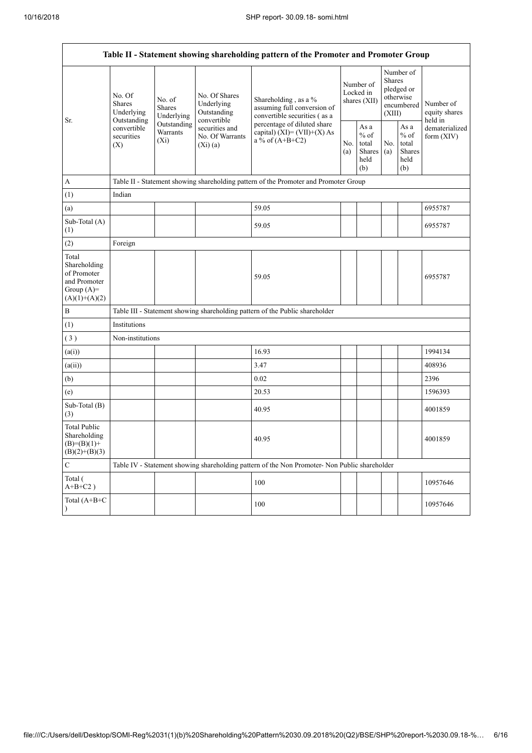| Table II - Statement showing shareholding pattern of the Promoter and Promoter Group | | | | | | | | | |
|---|---|---|---|---|---|---|---|---|---|
| Sr. | No. Of Shares Underlying Outstanding convertible securities (X) | No. of Shares Underlying Outstanding Warrants (Xi) | No. Of Shares Underlying Outstanding convertible securities and No. Of Warrants (Xi) (a) | Shareholding , as a % assuming full conversion of convertible securities ( as a percentage of diluted share capital) (XI)= (VII)+(X) As a % of (A+B+C2) | Number of Locked in shares (XII) | | Number of Shares pledged or otherwise encumbered (XIII) | | Number of equity shares held in dematerialized form (XIV) |
| | | | | | No. (a) | As a % of total Shares held (b) | No. (a) | As a % of total Shares held (b) | |
| A | Table II - Statement showing shareholding pattern of the Promoter and Promoter Group | | | | | | | | |
| (1) | Indian | | | | | | | | |
| (a) | | | | 59.05 | | | | | 6955787 |
| Sub-Total (A) (1) | | | | 59.05 | | | | | 6955787 |
| (2) | Foreign | | | | | | | | |
| Total Shareholding of Promoter and Promoter Group (A)= (A)(1)+(A)(2) | | | | 59.05 | | | | | 6955787 |
| B | Table III - Statement showing shareholding pattern of the Public shareholder | | | | | | | | |
| (1) | Institutions | | | | | | | | |
| ( 3 ) | Non-institutions | | | | | | | | |
| (a(i)) | | | | 16.93 | | | | | 1994134 |
| (a(ii)) | | | | 3.47 | | | | | 408936 |
| (b) | | | | 0.02 | | | | | 2396 |
| (e) | | | | 20.53 | | | | | 1596393 |
| Sub-Total (B) (3) | | | | 40.95 | | | | | 4001859 |
| Total Public Shareholding (B)=(B)(1)+(B)(2)+(B)(3) | | | | 40.95 | | | | | 4001859 |
| C | Table IV - Statement showing shareholding pattern of the Non Promoter- Non Public shareholder | | | | | | | | |
| Total ( A+B+C2 ) | | | | 100 | | | | | 10957646 |
| Total (A+B+C ) | | | | 100 | | | | | 10957646 |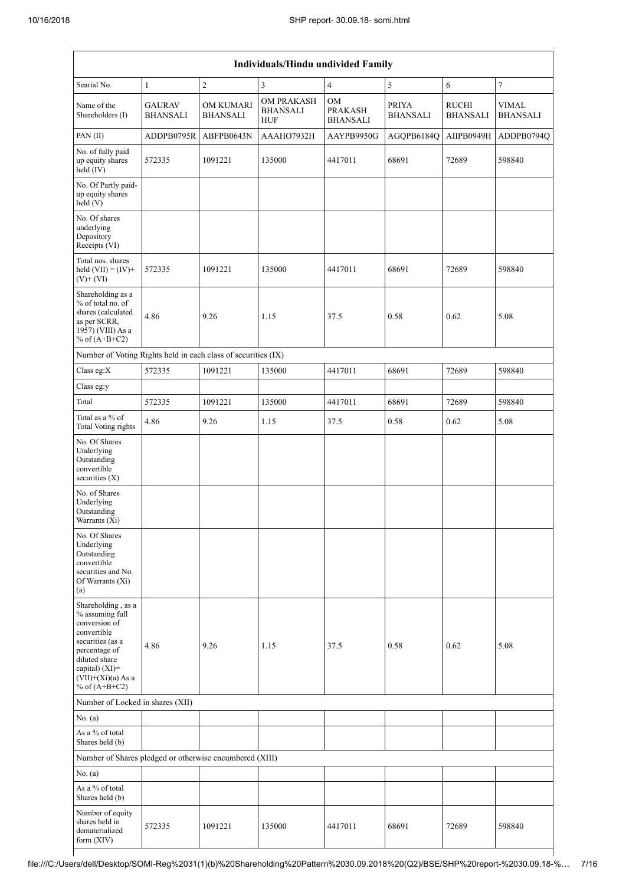| Individuals/Hindu undivided Family | | | | | | | |
|---|---|---|---|---|---|---|---|
| Searial No. | 1 | 2 | 3 | 4 | 5 | 6 | 7 |
| Name of the Shareholders (I) | GAURAV BHANSALI | OM KUMARI BHANSALI | OM PRAKASH BHANSALI HUF | OM PRAKASH BHANSALI | PRIYA BHANSALI | RUCHI BHANSALI | VIMAL BHANSALI |
| PAN (II) | ADDPB0795R | ABFPB0643N | AAAHO7932H | AAYPB9950G | AGQPB6184Q | AIIPB0949H | ADDPB0794Q |
| No. of fully paid up equity shares held (IV) | 572335 | 1091221 | 135000 | 4417011 | 68691 | 72689 | 598840 |
| No. Of Partly paid-up equity shares held (V) | | | | | | | |
| No. Of shares underlying Depository Receipts (VI) | | | | | | | |
| Total nos. shares held (VII) = (IV)+(V)+ (VI) | 572335 | 1091221 | 135000 | 4417011 | 68691 | 72689 | 598840 |
| Shareholding as a % of total no. of shares (calculated as per SCRR, 1957) (VIII) As a % of (A+B+C2) | 4.86 | 9.26 | 1.15 | 37.5 | 0.58 | 0.62 | 5.08 |
| Number of Voting Rights held in each class of securities (IX) | | | | | | | |
| Class eg:X | 572335 | 1091221 | 135000 | 4417011 | 68691 | 72689 | 598840 |
| Class eg:y | | | | | | | |
| Total | 572335 | 1091221 | 135000 | 4417011 | 68691 | 72689 | 598840 |
| Total as a % of Total Voting rights | 4.86 | 9.26 | 1.15 | 37.5 | 0.58 | 0.62 | 5.08 |
| No. Of Shares Underlying Outstanding convertible securities (X) | | | | | | | |
| No. of Shares Underlying Outstanding Warrants (Xi) | | | | | | | |
| No. Of Shares Underlying Outstanding convertible securities and No. Of Warrants (Xi) (a) | | | | | | | |
| Shareholding , as a % assuming full conversion of convertible securities (as a percentage of diluted share capital) (XI)= (VII)+(Xi)(a) As a % of (A+B+C2) | 4.86 | 9.26 | 1.15 | 37.5 | 0.58 | 0.62 | 5.08 |
| Number of Locked in shares (XII) | | | | | | | |
| No. (a) | | | | | | | |
| As a % of total Shares held (b) | | | | | | | |
| Number of Shares pledged or otherwise encumbered (XIII) | | | | | | | |
| No. (a) | | | | | | | |
| As a % of total Shares held (b) | | | | | | | |
| Number of equity shares held in dematerialized form (XIV) | 572335 | 1091221 | 135000 | 4417011 | 68691 | 72689 | 598840 |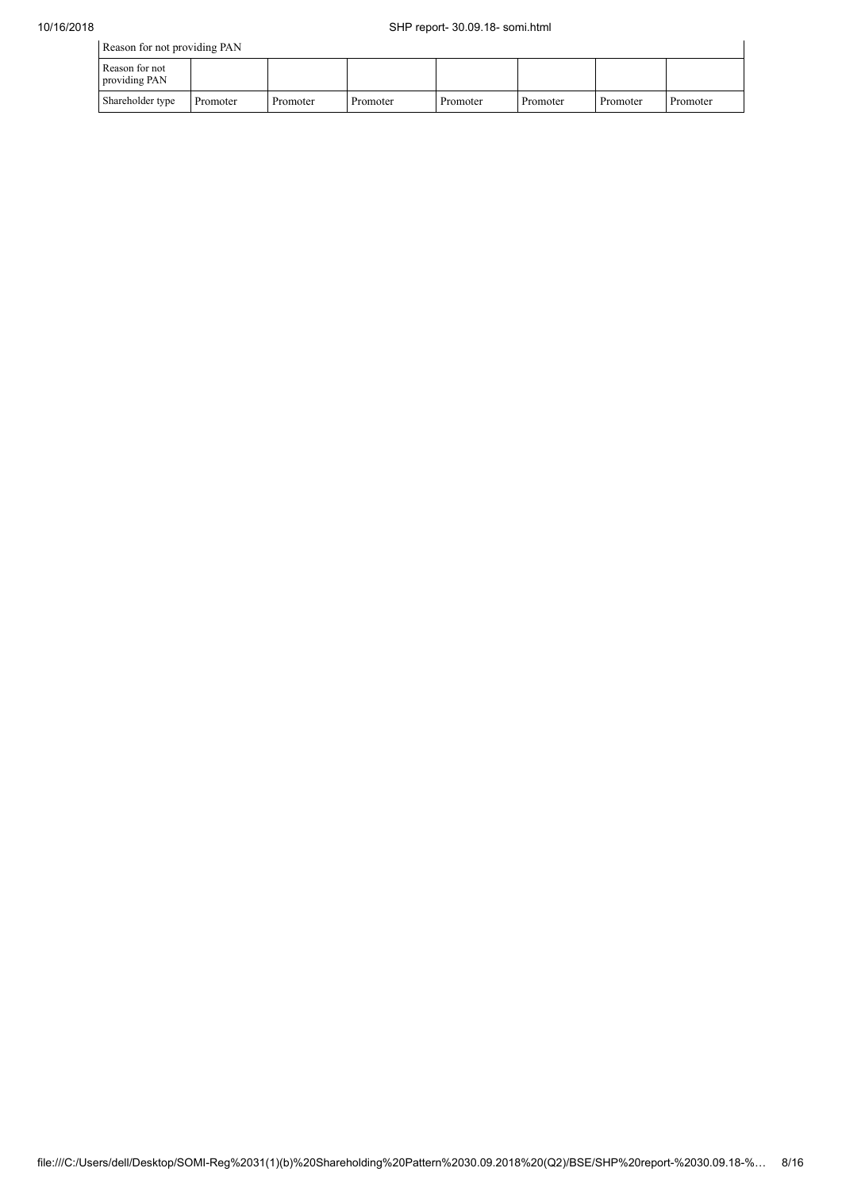| Reason for not providing PAN | | | | | | | |
|---|---|---|---|---|---|---|---|
| Reason for not providing PAN | | | | | | | |
| Shareholder type | Promoter | Promoter | Promoter | Promoter | Promoter | Promoter | Promoter |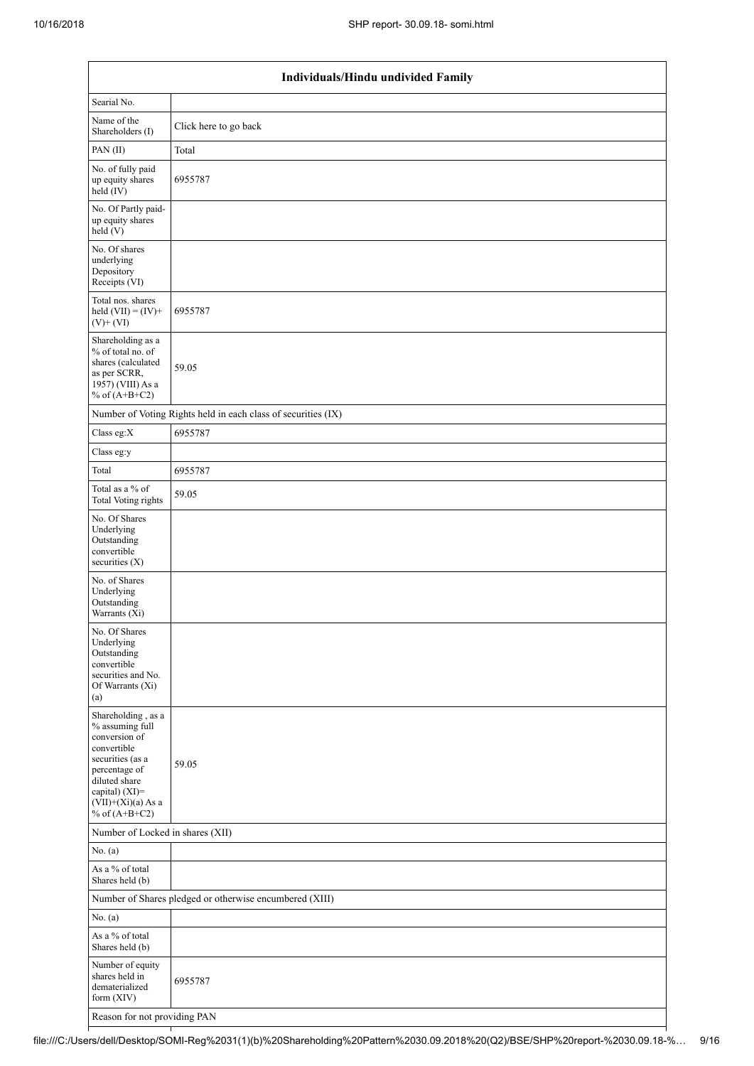| Individuals/Hindu undivided Family | |
|---|---|
| Searial No. | |
| Name of the Shareholders (I) | Click here to go back |
| PAN (II) | Total |
| No. of fully paid up equity shares held (IV) | 6955787 |
| No. Of Partly paid-up equity shares held (V) | |
| No. Of shares underlying Depository Receipts (VI) | |
| Total nos. shares held (VII) = (IV)+ (V)+ (VI) | 6955787 |
| Shareholding as a % of total no. of shares (calculated as per SCRR, 1957) (VIII) As a % of (A+B+C2) | 59.05 |
| Number of Voting Rights held in each class of securities (IX) | |
| Class eg:X | 6955787 |
| Class eg:y | |
| Total | 6955787 |
| Total as a % of Total Voting rights | 59.05 |
| No. Of Shares Underlying Outstanding convertible securities (X) | |
| No. of Shares Underlying Outstanding Warrants (Xi) | |
| No. Of Shares Underlying Outstanding convertible securities and No. Of Warrants (Xi) (a) | |
| Shareholding , as a % assuming full conversion of convertible securities (as a percentage of diluted share capital) (XI)= (VII)+(Xi)(a) As a % of (A+B+C2) | 59.05 |
| Number of Locked in shares (XII) | |
| No. (a) | |
| As a % of total Shares held (b) | |
| Number of Shares pledged or otherwise encumbered (XIII) | |
| No. (a) | |
| As a % of total Shares held (b) | |
| Number of equity shares held in dematerialized form (XIV) | 6955787 |
| Reason for not providing PAN | |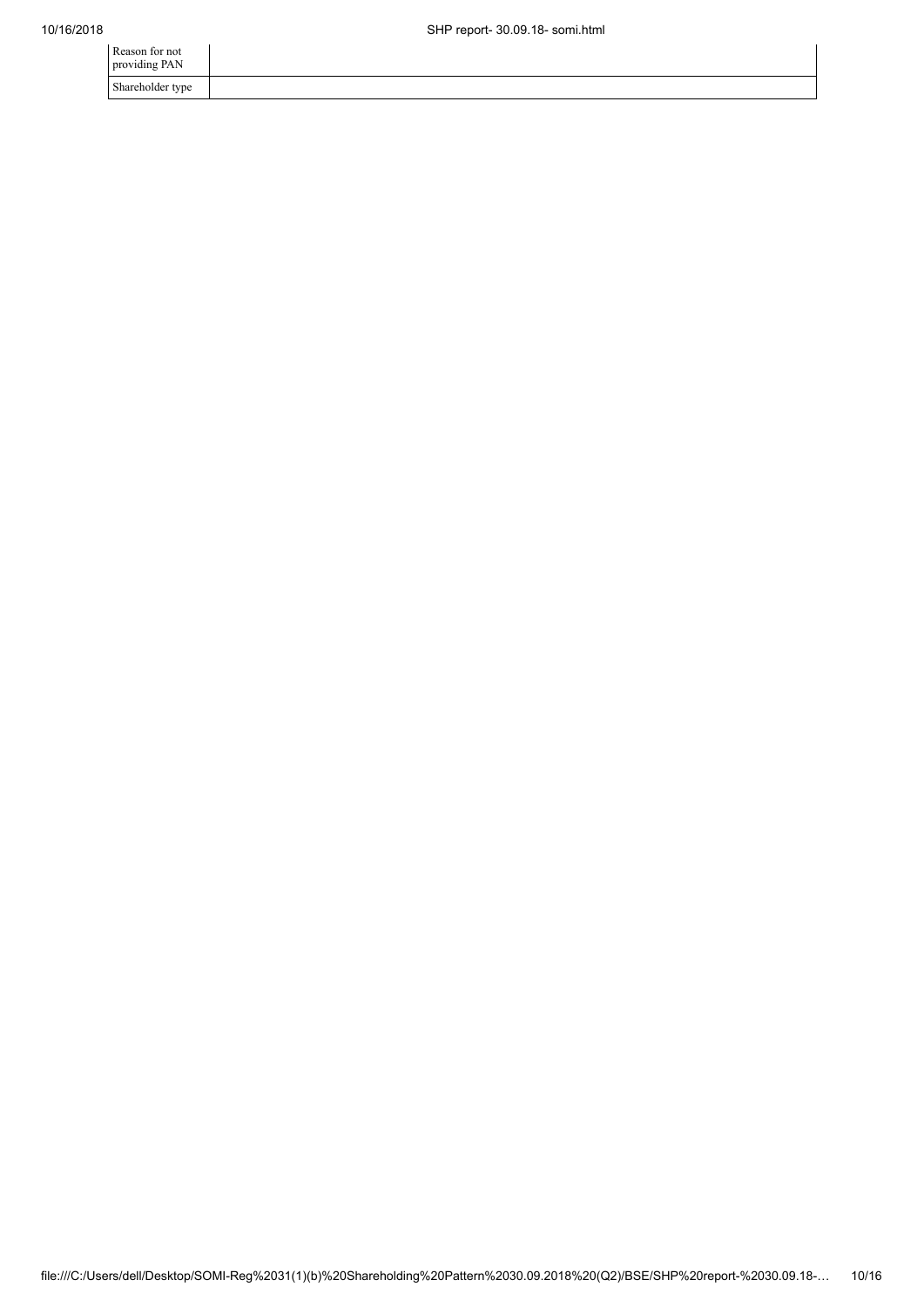| | |
|---|---|
| Reason for not providing PAN | |
| Shareholder type | |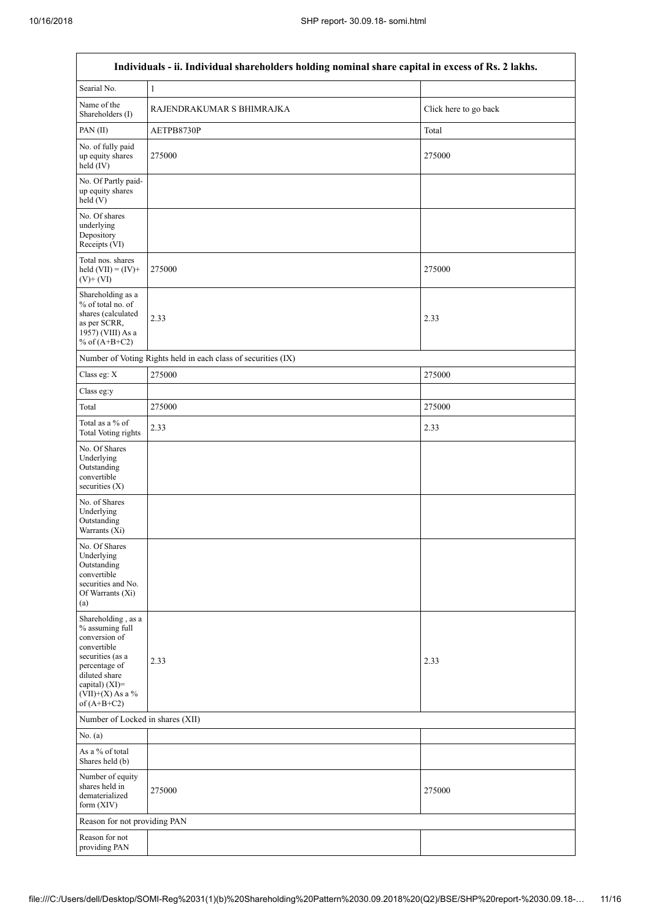| Individuals - ii. Individual shareholders holding nominal share capital in excess of Rs. 2 lakhs. | | |
|---|---|---|
| Searial No. | 1 | |
| Name of the Shareholders (I) | RAJENDRAKUMAR S BHIMRAJKA | Click here to go back |
| PAN (II) | AETPB8730P | Total |
| No. of fully paid up equity shares held (IV) | 275000 | 275000 |
| No. Of Partly paid-up equity shares held (V) | | |
| No. Of shares underlying Depository Receipts (VI) | | |
| Total nos. shares held (VII) = (IV)+ (V)+ (VI) | 275000 | 275000 |
| Shareholding as a % of total no. of shares (calculated as per SCRR, 1957) (VIII) As a % of (A+B+C2) | 2.33 | 2.33 |
| Number of Voting Rights held in each class of securities (IX) | | |
| Class eg: X | 275000 | 275000 |
| Class eg:y | | |
| Total | 275000 | 275000 |
| Total as a % of Total Voting rights | 2.33 | 2.33 |
| No. Of Shares Underlying Outstanding convertible securities (X) | | |
| No. of Shares Underlying Outstanding Warrants (Xi) | | |
| No. Of Shares Underlying Outstanding convertible securities and No. Of Warrants (Xi) (a) | | |
| Shareholding , as a % assuming full conversion of convertible securities (as a percentage of diluted share capital) (XI)= (VII)+(X) As a % of (A+B+C2) | 2.33 | 2.33 |
| Number of Locked in shares (XII) | | |
| No. (a) | | |
| As a % of total Shares held (b) | | |
| Number of equity shares held in dematerialized form (XIV) | 275000 | 275000 |
| Reason for not providing PAN | | |
| Reason for not providing PAN | | |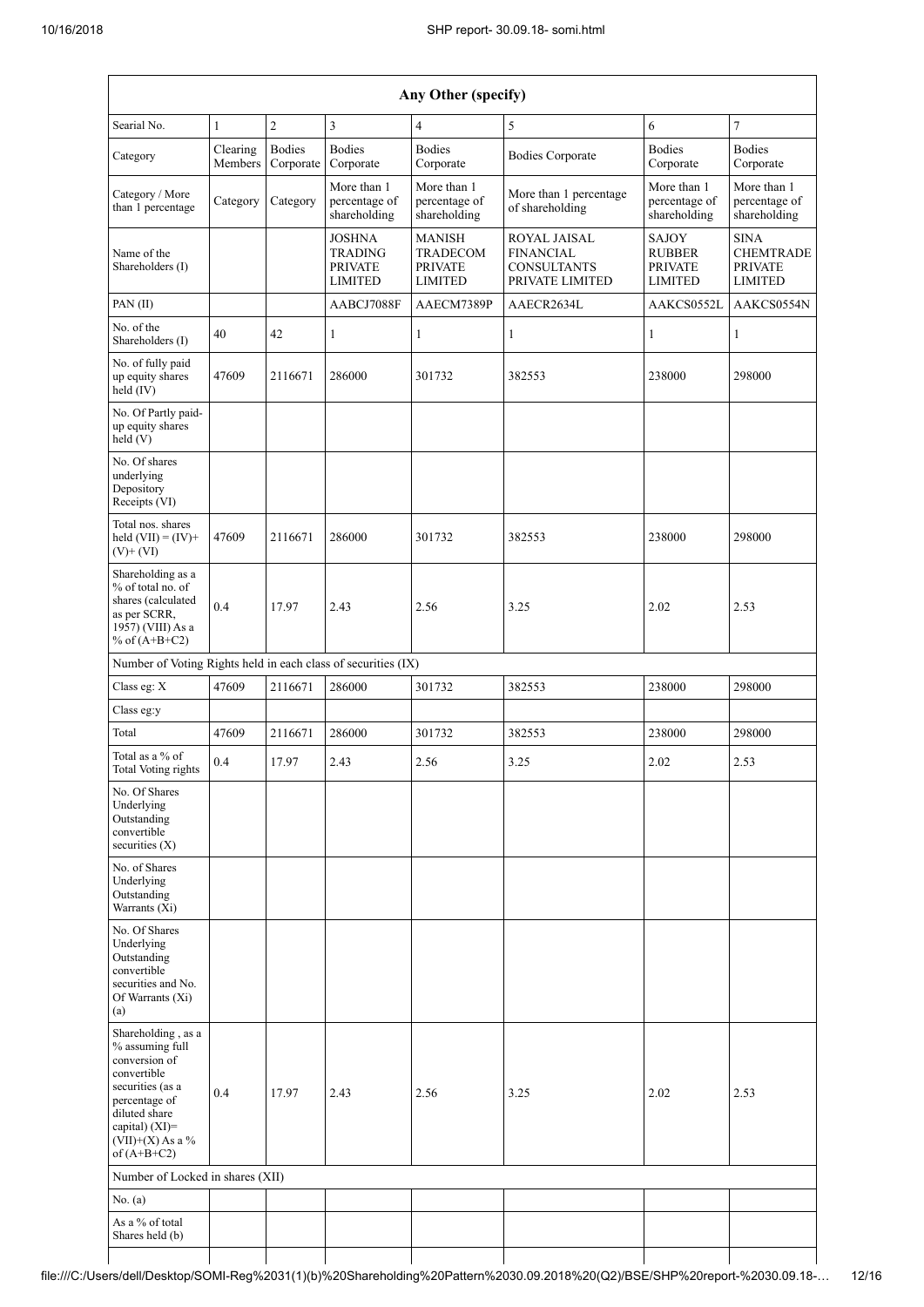| Any Other (specify) | | | | | | | |
|---|---|---|---|---|---|---|---|
| Searial No. | 1 | 2 | 3 | 4 | 5 | 6 | 7 |
| Category | Clearing Members | Bodies Corporate | Bodies Corporate | Bodies Corporate | Bodies Corporate | Bodies Corporate | Bodies Corporate |
| Category / More than 1 percentage | Category | Category | More than 1 percentage of shareholding | More than 1 percentage of shareholding | More than 1 percentage of shareholding | More than 1 percentage of shareholding | More than 1 percentage of shareholding |
| Name of the Shareholders (I) | | | JOSHNA TRADING PRIVATE LIMITED | MANISH TRADECOM PRIVATE LIMITED | ROYAL JAISAL FINANCIAL CONSULTANTS PRIVATE LIMITED | SAJOY RUBBER PRIVATE LIMITED | SINA CHEMTRADE PRIVATE LIMITED |
| PAN (II) | | | AABCJ7088F | AAECM7389P | AAECR2634L | AAKCS0552L | AAKCS0554N |
| No. of the Shareholders (I) | 40 | 42 | 1 | 1 | 1 | 1 | 1 |
| No. of fully paid up equity shares held (IV) | 47609 | 2116671 | 286000 | 301732 | 382553 | 238000 | 298000 |
| No. Of Partly paid-up equity shares held (V) | | | | | | | |
| No. Of shares underlying Depository Receipts (VI) | | | | | | | |
| Total nos. shares held (VII) = (IV)+(V)+ (VI) | 47609 | 2116671 | 286000 | 301732 | 382553 | 238000 | 298000 |
| Shareholding as a % of total no. of shares (calculated as per SCRR, 1957) (VIII) As a % of (A+B+C2) | 0.4 | 17.97 | 2.43 | 2.56 | 3.25 | 2.02 | 2.53 |
| Number of Voting Rights held in each class of securities (IX) | | | | | | | |
| Class eg: X | 47609 | 2116671 | 286000 | 301732 | 382553 | 238000 | 298000 |
| Class eg:y | | | | | | | |
| Total | 47609 | 2116671 | 286000 | 301732 | 382553 | 238000 | 298000 |
| Total as a % of Total Voting rights | 0.4 | 17.97 | 2.43 | 2.56 | 3.25 | 2.02 | 2.53 |
| No. Of Shares Underlying Outstanding convertible securities (X) | | | | | | | |
| No. of Shares Underlying Outstanding Warrants (Xi) | | | | | | | |
| No. Of Shares Underlying Outstanding convertible securities and No. Of Warrants (Xi) (a) | | | | | | | |
| Shareholding , as a % assuming full conversion of convertible securities (as a percentage of diluted share capital) (XI)= (VII)+(X) As a % of (A+B+C2) | 0.4 | 17.97 | 2.43 | 2.56 | 3.25 | 2.02 | 2.53 |
| Number of Locked in shares (XII) | | | | | | | |
| No. (a) | | | | | | | |
| As a % of total Shares held (b) | | | | | | | |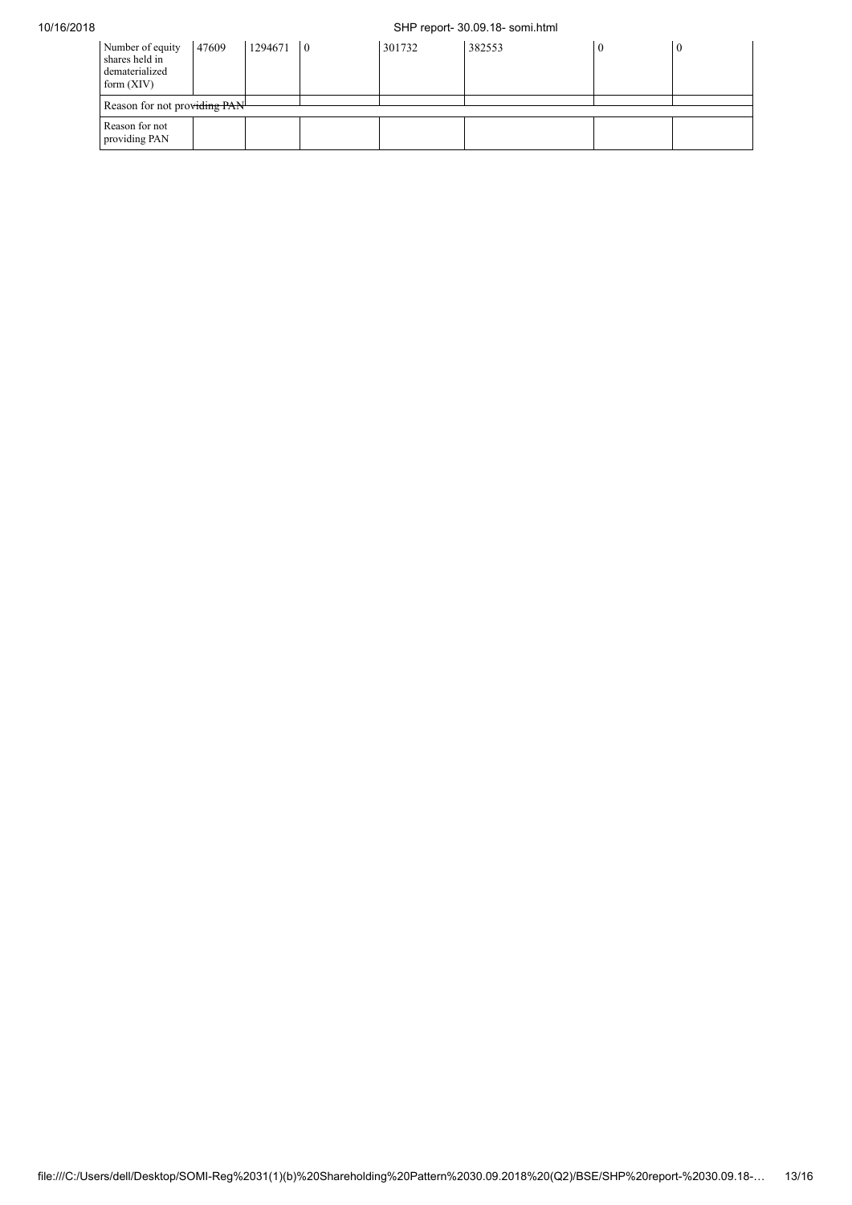| Number of equity shares held in dematerialized form (XIV) | 47609 | 1294671 | 0 | 301732 | 382553 | 0 | 0 |
|---|---|---|---|---|---|---|---|
| Reason for not providing PAN | | | | | | | |
| Reason for not providing PAN | | | | | | | |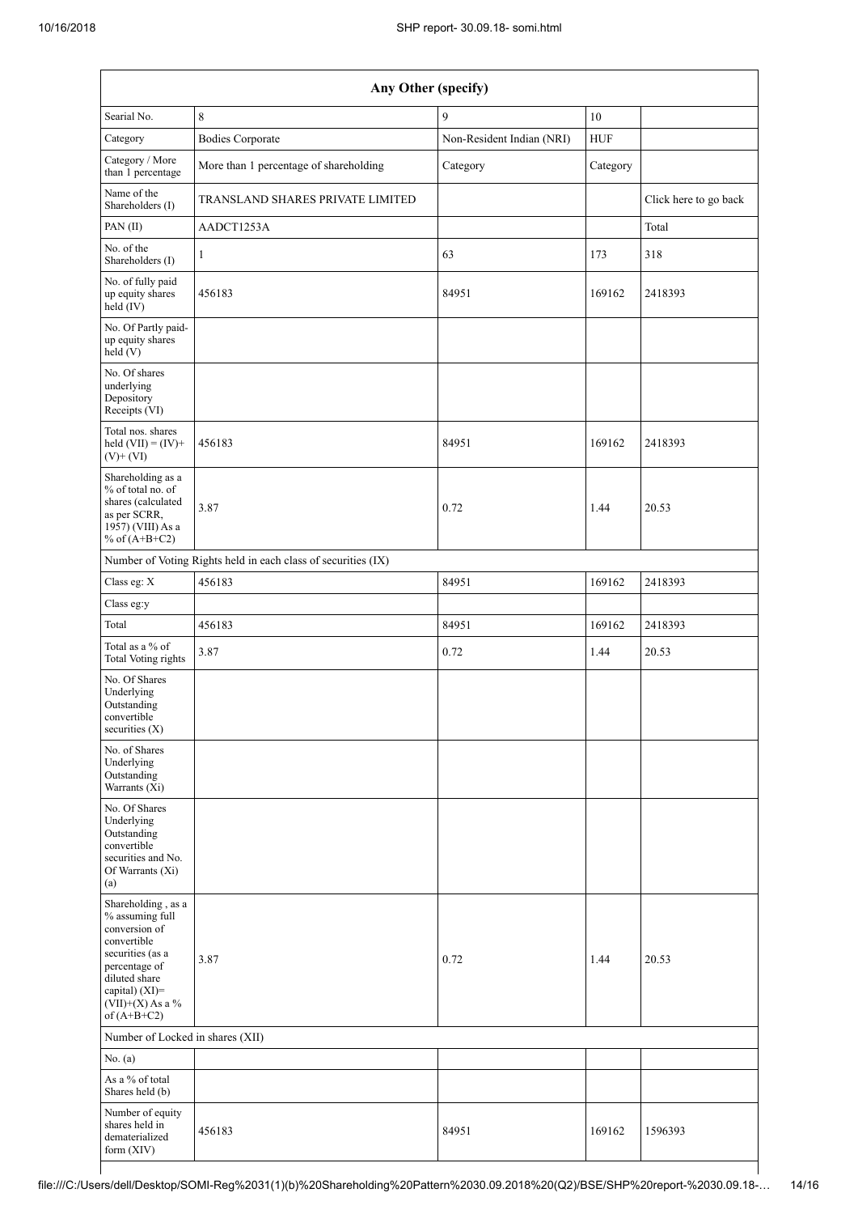| Any Other (specify) | | | | |
|---|---|---|---|---|
| Searial No. | 8 | 9 | 10 | |
| Category | Bodies Corporate | Non-Resident Indian (NRI) | HUF | |
| Category / More than 1 percentage | More than 1 percentage of shareholding | Category | Category | |
| Name of the Shareholders (I) | TRANSLAND SHARES PRIVATE LIMITED | | | Click here to go back |
| PAN (II) | AADCT1253A | | | Total |
| No. of the Shareholders (I) | 1 | 63 | 173 | 318 |
| No. of fully paid up equity shares held (IV) | 456183 | 84951 | 169162 | 2418393 |
| No. Of Partly paid-up equity shares held (V) | | | | |
| No. Of shares underlying Depository Receipts (VI) | | | | |
| Total nos. shares held (VII) = (IV)+ (V)+ (VI) | 456183 | 84951 | 169162 | 2418393 |
| Shareholding as a % of total no. of shares (calculated as per SCRR, 1957) (VIII) As a % of (A+B+C2) | 3.87 | 0.72 | 1.44 | 20.53 |
| Number of Voting Rights held in each class of securities (IX) | | | | |
| Class eg: X | 456183 | 84951 | 169162 | 2418393 |
| Class eg:y | | | | |
| Total | 456183 | 84951 | 169162 | 2418393 |
| Total as a % of Total Voting rights | 3.87 | 0.72 | 1.44 | 20.53 |
| No. Of Shares Underlying Outstanding convertible securities (X) | | | | |
| No. of Shares Underlying Outstanding Warrants (Xi) | | | | |
| No. Of Shares Underlying Outstanding convertible securities and No. Of Warrants (Xi) (a) | | | | |
| Shareholding , as a % assuming full conversion of convertible securities (as a percentage of diluted share capital) (XI)= (VII)+(X) As a % of (A+B+C2) | 3.87 | 0.72 | 1.44 | 20.53 |
| Number of Locked in shares (XII) | | | | |
| No. (a) | | | | |
| As a % of total Shares held (b) | | | | |
| Number of equity shares held in dematerialized form (XIV) | 456183 | 84951 | 169162 | 1596393 |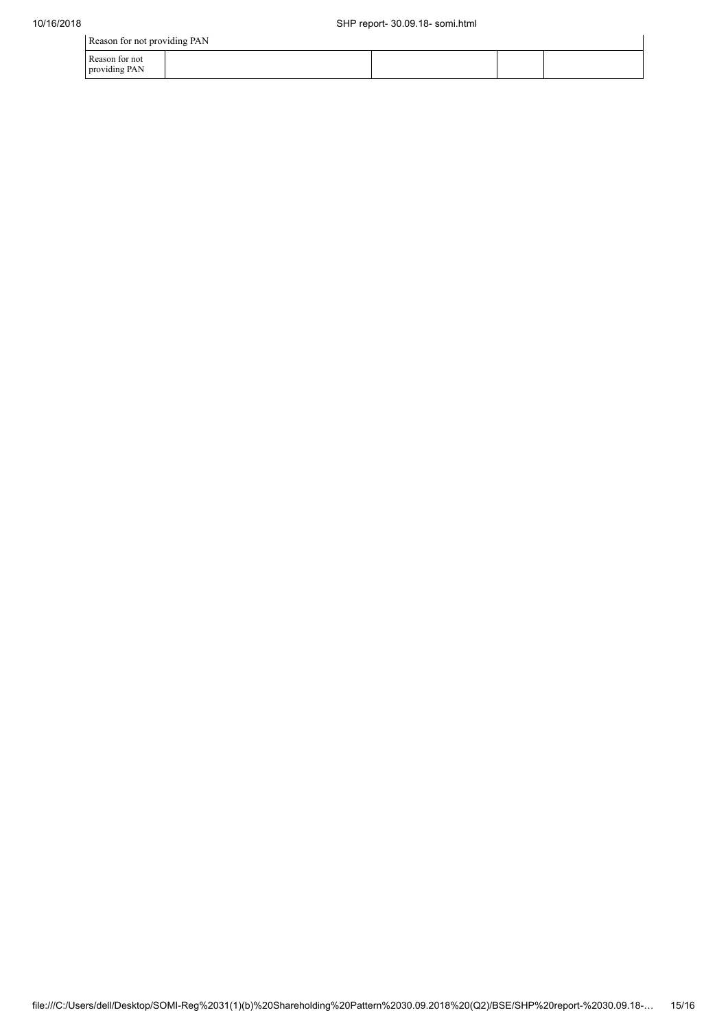| Reason for not providing PAN | | | | |
| --- | --- | --- | --- | --- |
| Reason for not providing PAN | | | | |